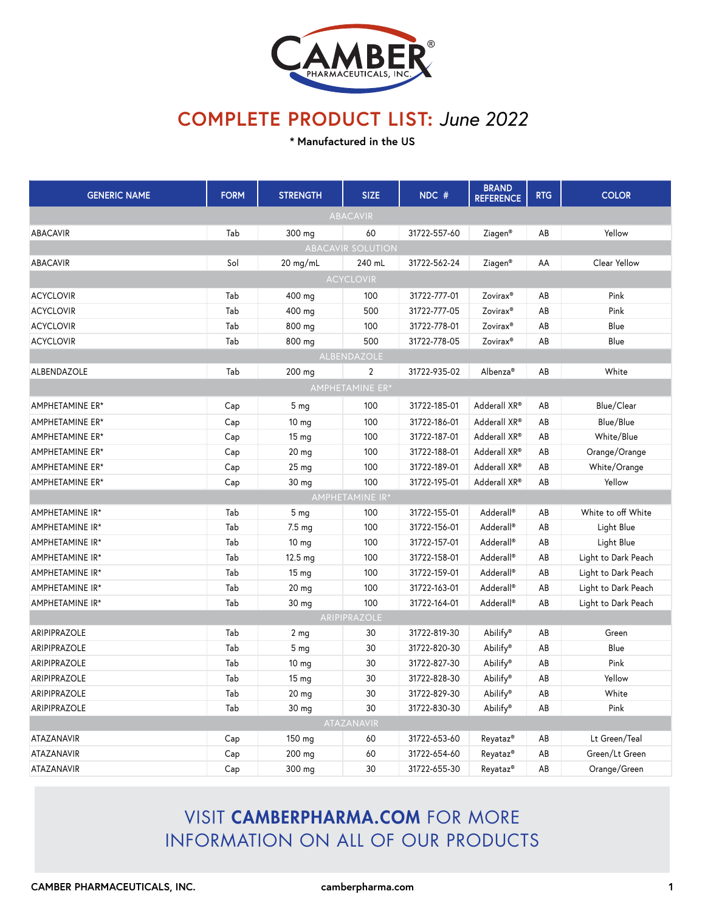# CAMBER PHARMACEUTICALS, INC.

## COMPLETE PRODUCT LIST: *June 2022*

**\* Manufactured in the US**

| GENERIC NAME | FORM | STRENGTH | SIZE | NDC # | BRAND REFERENCE | RTG | COLOR |
|---|---|---|---|---|---|---|---|
| ABACAVIR | | | | | | | |
| ABACAVIR | Tab | 300 mg | 60 | 31722-557-60 | Ziagen® | AB | Yellow |
| ABACAVIR SOLUTION | | | | | | | |
| ABACAVIR | Sol | 20 mg/mL | 240 mL | 31722-562-24 | Ziagen® | AA | Clear Yellow |
| ACYCLOVIR | | | | | | | |
| ACYCLOVIR | Tab | 400 mg | 100 | 31722-777-01 | Zovirax® | AB | Pink |
| ACYCLOVIR | Tab | 400 mg | 500 | 31722-777-05 | Zovirax® | AB | Pink |
| ACYCLOVIR | Tab | 800 mg | 100 | 31722-778-01 | Zovirax® | AB | Blue |
| ACYCLOVIR | Tab | 800 mg | 500 | 31722-778-05 | Zovirax® | AB | Blue |
| ALBENDAZOLE | | | | | | | |
| ALBENDAZOLE | Tab | 200 mg | 2 | 31722-935-02 | Albenza® | AB | White |
| AMPHETAMINE ER* | | | | | | | |
| AMPHETAMINE ER* | Cap | 5 mg | 100 | 31722-185-01 | Adderall XR® | AB | Blue/Clear |
| AMPHETAMINE ER* | Cap | 10 mg | 100 | 31722-186-01 | Adderall XR® | AB | Blue/Blue |
| AMPHETAMINE ER* | Cap | 15 mg | 100 | 31722-187-01 | Adderall XR® | AB | White/Blue |
| AMPHETAMINE ER* | Cap | 20 mg | 100 | 31722-188-01 | Adderall XR® | AB | Orange/Orange |
| AMPHETAMINE ER* | Cap | 25 mg | 100 | 31722-189-01 | Adderall XR® | AB | White/Orange |
| AMPHETAMINE ER* | Cap | 30 mg | 100 | 31722-195-01 | Adderall XR® | AB | Yellow |
| AMPHETAMINE IR* | | | | | | | |
| AMPHETAMINE IR* | Tab | 5 mg | 100 | 31722-155-01 | Adderall® | AB | White to off White |
| AMPHETAMINE IR* | Tab | 7.5 mg | 100 | 31722-156-01 | Adderall® | AB | Light Blue |
| AMPHETAMINE IR* | Tab | 10 mg | 100 | 31722-157-01 | Adderall® | AB | Light Blue |
| AMPHETAMINE IR* | Tab | 12.5 mg | 100 | 31722-158-01 | Adderall® | AB | Light to Dark Peach |
| AMPHETAMINE IR* | Tab | 15 mg | 100 | 31722-159-01 | Adderall® | AB | Light to Dark Peach |
| AMPHETAMINE IR* | Tab | 20 mg | 100 | 31722-163-01 | Adderall® | AB | Light to Dark Peach |
| AMPHETAMINE IR* | Tab | 30 mg | 100 | 31722-164-01 | Adderall® | AB | Light to Dark Peach |
| ARIPIPRAZOLE | | | | | | | |
| ARIPIPRAZOLE | Tab | 2 mg | 30 | 31722-819-30 | Abilify® | AB | Green |
| ARIPIPRAZOLE | Tab | 5 mg | 30 | 31722-820-30 | Abilify® | AB | Blue |
| ARIPIPRAZOLE | Tab | 10 mg | 30 | 31722-827-30 | Abilify® | AB | Pink |
| ARIPIPRAZOLE | Tab | 15 mg | 30 | 31722-828-30 | Abilify® | AB | Yellow |
| ARIPIPRAZOLE | Tab | 20 mg | 30 | 31722-829-30 | Abilify® | AB | White |
| ARIPIPRAZOLE | Tab | 30 mg | 30 | 31722-830-30 | Abilify® | AB | Pink |
| ATAZANAVIR | | | | | | | |
| ATAZANAVIR | Cap | 150 mg | 60 | 31722-653-60 | Reyataz® | AB | Lt Green/Teal |
| ATAZANAVIR | Cap | 200 mg | 60 | 31722-654-60 | Reyataz® | AB | Green/Lt Green |
| ATAZANAVIR | Cap | 300 mg | 30 | 31722-655-30 | Reyataz® | AB | Orange/Green |

VISIT **CAMBERPHARMA.COM** FOR MORE INFORMATION ON ALL OF OUR PRODUCTS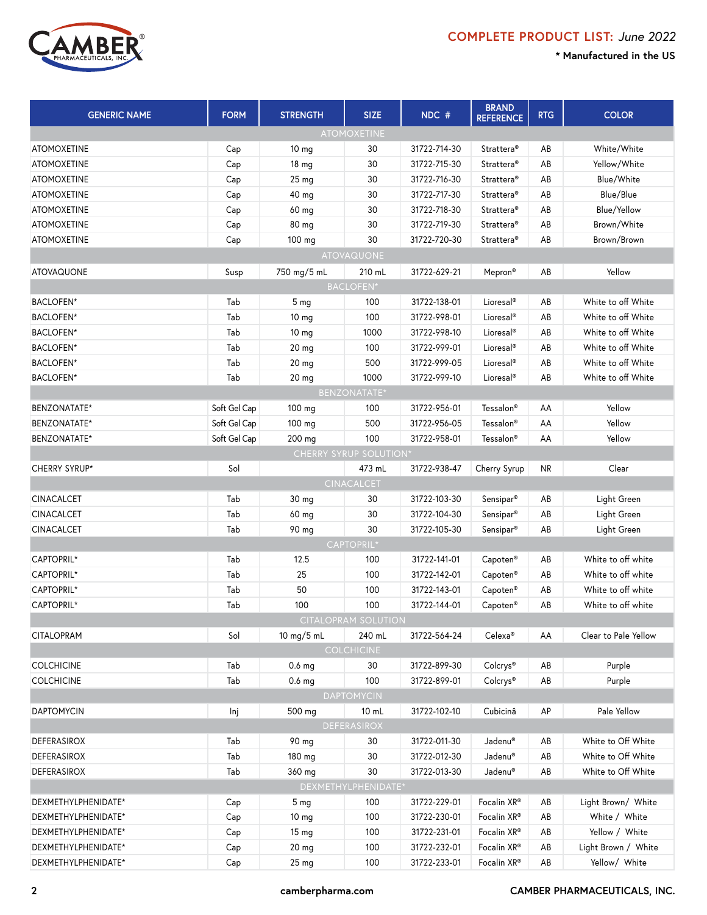# COMPLETE PRODUCT LIST: *June 2022*

**\* Manufactured in the US**

| GENERIC NAME | FORM | STRENGTH | SIZE | NDC # | BRAND REFERENCE | RTG | COLOR |
|---|---|---|---|---|---|---|---|
| ATOMOXETINE | | | | | | | |
| ATOMOXETINE | Cap | 10 mg | 30 | 31722-714-30 | Strattera® | AB | White/White |
| ATOMOXETINE | Cap | 18 mg | 30 | 31722-715-30 | Strattera® | AB | Yellow/White |
| ATOMOXETINE | Cap | 25 mg | 30 | 31722-716-30 | Strattera® | AB | Blue/White |
| ATOMOXETINE | Cap | 40 mg | 30 | 31722-717-30 | Strattera® | AB | Blue/Blue |
| ATOMOXETINE | Cap | 60 mg | 30 | 31722-718-30 | Strattera® | AB | Blue/Yellow |
| ATOMOXETINE | Cap | 80 mg | 30 | 31722-719-30 | Strattera® | AB | Brown/White |
| ATOMOXETINE | Cap | 100 mg | 30 | 31722-720-30 | Strattera® | AB | Brown/Brown |
| ATOVAQUONE | | | | | | | |
| ATOVAQUONE | Susp | 750 mg/5 mL | 210 mL | 31722-629-21 | Mepron® | AB | Yellow |
| BACLOFEN* | | | | | | | |
| BACLOFEN* | Tab | 5 mg | 100 | 31722-138-01 | Lioresal® | AB | White to off White |
| BACLOFEN* | Tab | 10 mg | 100 | 31722-998-01 | Lioresal® | AB | White to off White |
| BACLOFEN* | Tab | 10 mg | 1000 | 31722-998-10 | Lioresal® | AB | White to off White |
| BACLOFEN* | Tab | 20 mg | 100 | 31722-999-01 | Lioresal® | AB | White to off White |
| BACLOFEN* | Tab | 20 mg | 500 | 31722-999-05 | Lioresal® | AB | White to off White |
| BACLOFEN* | Tab | 20 mg | 1000 | 31722-999-10 | Lioresal® | AB | White to off White |
| BENZONATATE* | | | | | | | |
| BENZONATATE* | Soft Gel Cap | 100 mg | 100 | 31722-956-01 | Tessalon® | AA | Yellow |
| BENZONATATE* | Soft Gel Cap | 100 mg | 500 | 31722-956-05 | Tessalon® | AA | Yellow |
| BENZONATATE* | Soft Gel Cap | 200 mg | 100 | 31722-958-01 | Tessalon® | AA | Yellow |
| CHERRY SYRUP SOLUTION* | | | | | | | |
| CHERRY SYRUP* | Sol | | 473 mL | 31722-938-47 | Cherry Syrup | NR | Clear |
| CINACALCET | | | | | | | |
| CINACALCET | Tab | 30 mg | 30 | 31722-103-30 | Sensipar® | AB | Light Green |
| CINACALCET | Tab | 60 mg | 30 | 31722-104-30 | Sensipar® | AB | Light Green |
| CINACALCET | Tab | 90 mg | 30 | 31722-105-30 | Sensipar® | AB | Light Green |
| CAPTOPRIL* | | | | | | | |
| CAPTOPRIL* | Tab | 12.5 | 100 | 31722-141-01 | Capoten® | AB | White to off white |
| CAPTOPRIL* | Tab | 25 | 100 | 31722-142-01 | Capoten® | AB | White to off white |
| CAPTOPRIL* | Tab | 50 | 100 | 31722-143-01 | Capoten® | AB | White to off white |
| CAPTOPRIL* | Tab | 100 | 100 | 31722-144-01 | Capoten® | AB | White to off white |
| CITALOPRAM SOLUTION | | | | | | | |
| CITALOPRAM | Sol | 10 mg/5 mL | 240 mL | 31722-564-24 | Celexa® | AA | Clear to Pale Yellow |
| COLCHICINE | | | | | | | |
| COLCHICINE | Tab | 0.6 mg | 30 | 31722-899-30 | Colcrys® | AB | Purple |
| COLCHICINE | Tab | 0.6 mg | 100 | 31722-899-01 | Colcrys® | AB | Purple |
| DAPTOMYCIN | | | | | | | |
| DAPTOMYCIN | Inj | 500 mg | 10 mL | 31722-102-10 | Cubicinâ | AP | Pale Yellow |
| DEFERASIROX | | | | | | | |
| DEFERASIROX | Tab | 90 mg | 30 | 31722-011-30 | Jadenu® | AB | White to Off White |
| DEFERASIROX | Tab | 180 mg | 30 | 31722-012-30 | Jadenu® | AB | White to Off White |
| DEFERASIROX | Tab | 360 mg | 30 | 31722-013-30 | Jadenu® | AB | White to Off White |
| DEXMETHYLPHENIDATE* | | | | | | | |
| DEXMETHYLPHENIDATE* | Cap | 5 mg | 100 | 31722-229-01 | Focalin XR® | AB | Light Brown/ White |
| DEXMETHYLPHENIDATE* | Cap | 10 mg | 100 | 31722-230-01 | Focalin XR® | AB | White / White |
| DEXMETHYLPHENIDATE* | Cap | 15 mg | 100 | 31722-231-01 | Focalin XR® | AB | Yellow / White |
| DEXMETHYLPHENIDATE* | Cap | 20 mg | 100 | 31722-232-01 | Focalin XR® | AB | Light Brown / White |
| DEXMETHYLPHENIDATE* | Cap | 25 mg | 100 | 31722-233-01 | Focalin XR® | AB | Yellow/ White |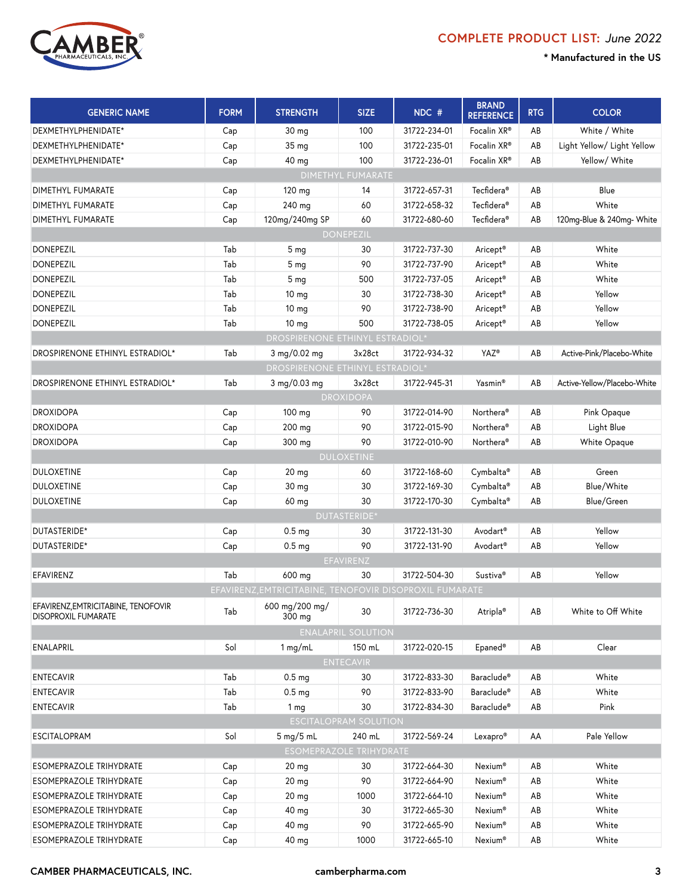COMPLETE PRODUCT LIST: *June 2022*

**\* Manufactured in the US**

| GENERIC NAME | FORM | STRENGTH | SIZE | NDC # | BRAND REFERENCE | RTG | COLOR |
|---|---|---|---|---|---|---|---|
| DEXMETHYLPHENIDATE* | Cap | 30 mg | 100 | 31722-234-01 | Focalin XR® | AB | White / White |
| DEXMETHYLPHENIDATE* | Cap | 35 mg | 100 | 31722-235-01 | Focalin XR® | AB | Light Yellow/ Light Yellow |
| DEXMETHYLPHENIDATE* | Cap | 40 mg | 100 | 31722-236-01 | Focalin XR® | AB | Yellow/ White |
| DIMETHYL FUMARATE | | | | | | | |
| DIMETHYL FUMARATE | Cap | 120 mg | 14 | 31722-657-31 | Tecfidera® | AB | Blue |
| DIMETHYL FUMARATE | Cap | 240 mg | 60 | 31722-658-32 | Tecfidera® | AB | White |
| DIMETHYL FUMARATE | Cap | 120mg/240mg SP | 60 | 31722-680-60 | Tecfidera® | AB | 120mg-Blue & 240mg- White |
| DONEPEZIL | | | | | | | |
| DONEPEZIL | Tab | 5 mg | 30 | 31722-737-30 | Aricept® | AB | White |
| DONEPEZIL | Tab | 5 mg | 90 | 31722-737-90 | Aricept® | AB | White |
| DONEPEZIL | Tab | 5 mg | 500 | 31722-737-05 | Aricept® | AB | White |
| DONEPEZIL | Tab | 10 mg | 30 | 31722-738-30 | Aricept® | AB | Yellow |
| DONEPEZIL | Tab | 10 mg | 90 | 31722-738-90 | Aricept® | AB | Yellow |
| DONEPEZIL | Tab | 10 mg | 500 | 31722-738-05 | Aricept® | AB | Yellow |
| DROSPIRENONE ETHINYL ESTRADIOL* | | | | | | | |
| DROSPIRENONE ETHINYL ESTRADIOL* | Tab | 3 mg/0.02 mg | 3x28ct | 31722-934-32 | YAZ® | AB | Active-Pink/Placebo-White |
| DROSPIRENONE ETHINYL ESTRADIOL* | | | | | | | |
| DROSPIRENONE ETHINYL ESTRADIOL* | Tab | 3 mg/0.03 mg | 3x28ct | 31722-945-31 | Yasmin® | AB | Active-Yellow/Placebo-White |
| DROXIDOPA | | | | | | | |
| DROXIDOPA | Cap | 100 mg | 90 | 31722-014-90 | Northera® | AB | Pink Opaque |
| DROXIDOPA | Cap | 200 mg | 90 | 31722-015-90 | Northera® | AB | Light Blue |
| DROXIDOPA | Cap | 300 mg | 90 | 31722-010-90 | Northera® | AB | White Opaque |
| DULOXETINE | | | | | | | |
| DULOXETINE | Cap | 20 mg | 60 | 31722-168-60 | Cymbalta® | AB | Green |
| DULOXETINE | Cap | 30 mg | 30 | 31722-169-30 | Cymbalta® | AB | Blue/White |
| DULOXETINE | Cap | 60 mg | 30 | 31722-170-30 | Cymbalta® | AB | Blue/Green |
| DUTASTERIDE* | | | | | | | |
| DUTASTERIDE* | Cap | 0.5 mg | 30 | 31722-131-30 | Avodart® | AB | Yellow |
| DUTASTERIDE* | Cap | 0.5 mg | 90 | 31722-131-90 | Avodart® | AB | Yellow |
| EFAVIRENZ | | | | | | | |
| EFAVIRENZ | Tab | 600 mg | 30 | 31722-504-30 | Sustiva® | AB | Yellow |
| EFAVIRENZ,EMTRICITABINE, TENOFOVIR DISOPROXIL FUMARATE | | | | | | | |
| EFAVIRENZ,EMTRICITABINE, TENOFOVIR DISOPROXIL FUMARATE | Tab | 600 mg/200 mg/ 300 mg | 30 | 31722-736-30 | Atripla® | AB | White to Off White |
| ENALAPRIL SOLUTION | | | | | | | |
| ENALAPRIL | Sol | 1 mg/mL | 150 mL | 31722-020-15 | Epaned® | AB | Clear |
| ENTECAVIR | | | | | | | |
| ENTECAVIR | Tab | 0.5 mg | 30 | 31722-833-30 | Baraclude® | AB | White |
| ENTECAVIR | Tab | 0.5 mg | 90 | 31722-833-90 | Baraclude® | AB | White |
| ENTECAVIR | Tab | 1 mg | 30 | 31722-834-30 | Baraclude® | AB | Pink |
| ESCITALOPRAM SOLUTION | | | | | | | |
| ESCITALOPRAM | Sol | 5 mg/5 mL | 240 mL | 31722-569-24 | Lexapro® | AA | Pale Yellow |
| ESOMEPRAZOLE TRIHYDRATE | | | | | | | |
| ESOMEPRAZOLE TRIHYDRATE | Cap | 20 mg | 30 | 31722-664-30 | Nexium® | AB | White |
| ESOMEPRAZOLE TRIHYDRATE | Cap | 20 mg | 90 | 31722-664-90 | Nexium® | AB | White |
| ESOMEPRAZOLE TRIHYDRATE | Cap | 20 mg | 1000 | 31722-664-10 | Nexium® | AB | White |
| ESOMEPRAZOLE TRIHYDRATE | Cap | 40 mg | 30 | 31722-665-30 | Nexium® | AB | White |
| ESOMEPRAZOLE TRIHYDRATE | Cap | 40 mg | 90 | 31722-665-90 | Nexium® | AB | White |
| ESOMEPRAZOLE TRIHYDRATE | Cap | 40 mg | 1000 | 31722-665-10 | Nexium® | AB | White |

CAMBER PHARMACEUTICALS, INC. camberpharma.com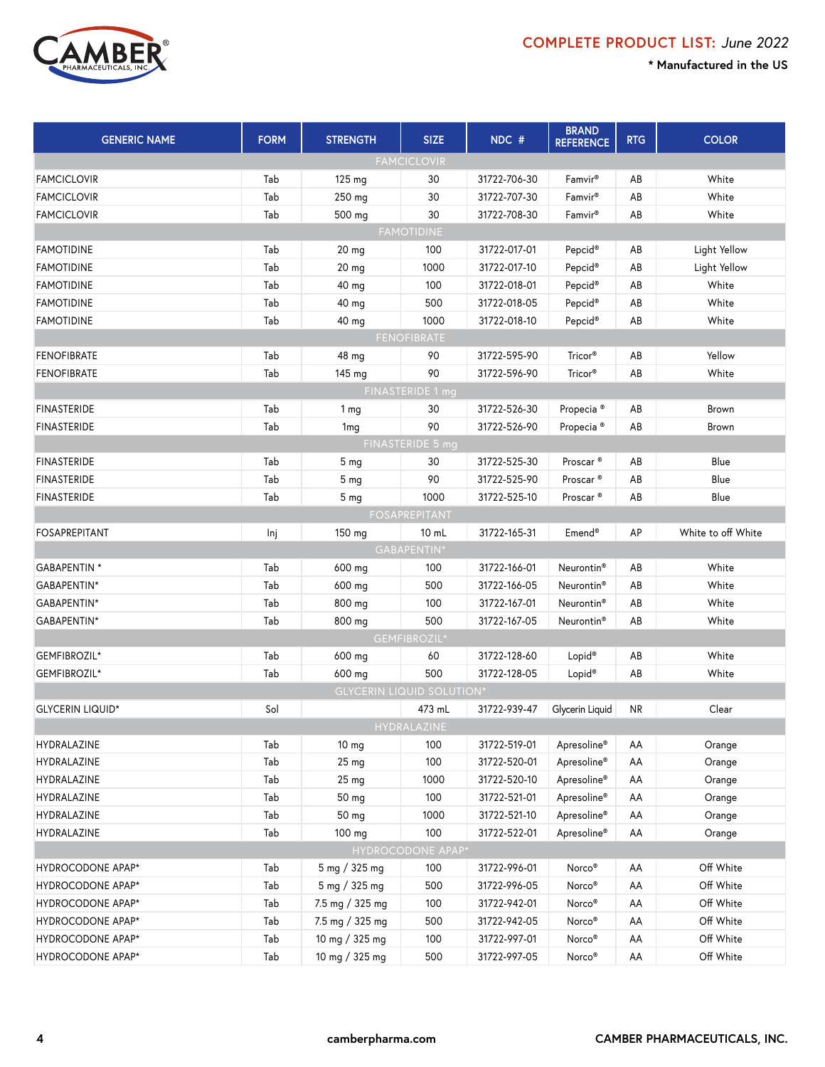**COMPLETE PRODUCT LIST:** *June 2022*

**\* Manufactured in the US**

| GENERIC NAME | FORM | STRENGTH | SIZE | NDC # | BRAND REFERENCE | RTG | COLOR |
|---|---|---|---|---|---|---|---|
| FAMCICLOVIR | | | | | | | |
| FAMCICLOVIR | Tab | 125 mg | 30 | 31722-706-30 | Famvir® | AB | White |
| FAMCICLOVIR | Tab | 250 mg | 30 | 31722-707-30 | Famvir® | AB | White |
| FAMCICLOVIR | Tab | 500 mg | 30 | 31722-708-30 | Famvir® | AB | White |
| FAMOTIDINE | | | | | | | |
| FAMOTIDINE | Tab | 20 mg | 100 | 31722-017-01 | Pepcid® | AB | Light Yellow |
| FAMOTIDINE | Tab | 20 mg | 1000 | 31722-017-10 | Pepcid® | AB | Light Yellow |
| FAMOTIDINE | Tab | 40 mg | 100 | 31722-018-01 | Pepcid® | AB | White |
| FAMOTIDINE | Tab | 40 mg | 500 | 31722-018-05 | Pepcid® | AB | White |
| FAMOTIDINE | Tab | 40 mg | 1000 | 31722-018-10 | Pepcid® | AB | White |
| FENOFIBRATE | | | | | | | |
| FENOFIBRATE | Tab | 48 mg | 90 | 31722-595-90 | Tricor® | AB | Yellow |
| FENOFIBRATE | Tab | 145 mg | 90 | 31722-596-90 | Tricor® | AB | White |
| FINASTERIDE 1 mg | | | | | | | |
| FINASTERIDE | Tab | 1 mg | 30 | 31722-526-30 | Propecia ® | AB | Brown |
| FINASTERIDE | Tab | 1mg | 90 | 31722-526-90 | Propecia ® | AB | Brown |
| FINASTERIDE 5 mg | | | | | | | |
| FINASTERIDE | Tab | 5 mg | 30 | 31722-525-30 | Proscar ® | AB | Blue |
| FINASTERIDE | Tab | 5 mg | 90 | 31722-525-90 | Proscar ® | AB | Blue |
| FINASTERIDE | Tab | 5 mg | 1000 | 31722-525-10 | Proscar ® | AB | Blue |
| FOSAPREPITANT | | | | | | | |
| FOSAPREPITANT | Inj | 150 mg | 10 mL | 31722-165-31 | Emend® | AP | White to off White |
| GABAPENTIN* | | | | | | | |
| GABAPENTIN * | Tab | 600 mg | 100 | 31722-166-01 | Neurontin® | AB | White |
| GABAPENTIN* | Tab | 600 mg | 500 | 31722-166-05 | Neurontin® | AB | White |
| GABAPENTIN* | Tab | 800 mg | 100 | 31722-167-01 | Neurontin® | AB | White |
| GABAPENTIN* | Tab | 800 mg | 500 | 31722-167-05 | Neurontin® | AB | White |
| GEMFIBROZIL* | | | | | | | |
| GEMFIBROZIL* | Tab | 600 mg | 60 | 31722-128-60 | Lopid® | AB | White |
| GEMFIBROZIL* | Tab | 600 mg | 500 | 31722-128-05 | Lopid® | AB | White |
| GLYCERIN LIQUID SOLUTION* | | | | | | | |
| GLYCERIN LIQUID* | Sol | | 473 mL | 31722-939-47 | Glycerin Liquid | NR | Clear |
| HYDRALAZINE | | | | | | | |
| HYDRALAZINE | Tab | 10 mg | 100 | 31722-519-01 | Apresoline® | AA | Orange |
| HYDRALAZINE | Tab | 25 mg | 100 | 31722-520-01 | Apresoline® | AA | Orange |
| HYDRALAZINE | Tab | 25 mg | 1000 | 31722-520-10 | Apresoline® | AA | Orange |
| HYDRALAZINE | Tab | 50 mg | 100 | 31722-521-01 | Apresoline® | AA | Orange |
| HYDRALAZINE | Tab | 50 mg | 1000 | 31722-521-10 | Apresoline® | AA | Orange |
| HYDRALAZINE | Tab | 100 mg | 100 | 31722-522-01 | Apresoline® | AA | Orange |
| HYDROCODONE APAP* | | | | | | | |
| HYDROCODONE APAP* | Tab | 5 mg / 325 mg | 100 | 31722-996-01 | Norco® | AA | Off White |
| HYDROCODONE APAP* | Tab | 5 mg / 325 mg | 500 | 31722-996-05 | Norco® | AA | Off White |
| HYDROCODONE APAP* | Tab | 7.5 mg / 325 mg | 100 | 31722-942-01 | Norco® | AA | Off White |
| HYDROCODONE APAP* | Tab | 7.5 mg / 325 mg | 500 | 31722-942-05 | Norco® | AA | Off White |
| HYDROCODONE APAP* | Tab | 10 mg / 325 mg | 100 | 31722-997-01 | Norco® | AA | Off White |
| HYDROCODONE APAP* | Tab | 10 mg / 325 mg | 500 | 31722-997-05 | Norco® | AA | Off White |

camberpharma.com

CAMBER PHARMACEUTICALS, INC.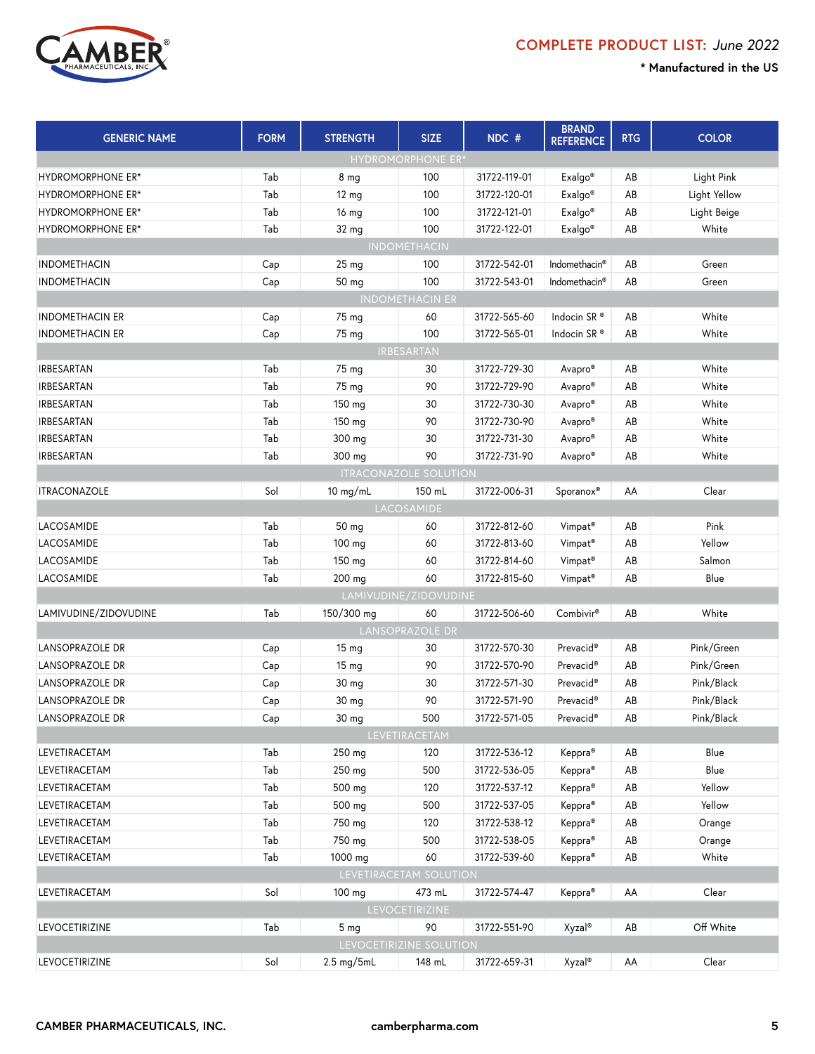COMPLETE PRODUCT LIST: *June 2022*

**\* Manufactured in the US**

| GENERIC NAME | FORM | STRENGTH | SIZE | NDC # | BRAND REFERENCE | RTG | COLOR |
|---|---|---|---|---|---|---|---|
| HYDROMORPHONE ER* | | | | | | | |
| HYDROMORPHONE ER* | Tab | 8 mg | 100 | 31722-119-01 | Exalgo® | AB | Light Pink |
| HYDROMORPHONE ER* | Tab | 12 mg | 100 | 31722-120-01 | Exalgo® | AB | Light Yellow |
| HYDROMORPHONE ER* | Tab | 16 mg | 100 | 31722-121-01 | Exalgo® | AB | Light Beige |
| HYDROMORPHONE ER* | Tab | 32 mg | 100 | 31722-122-01 | Exalgo® | AB | White |
| INDOMETHACIN | | | | | | | |
| INDOMETHACIN | Cap | 25 mg | 100 | 31722-542-01 | Indomethacin® | AB | Green |
| INDOMETHACIN | Cap | 50 mg | 100 | 31722-543-01 | Indomethacin® | AB | Green |
| INDOMETHACIN ER | | | | | | | |
| INDOMETHACIN ER | Cap | 75 mg | 60 | 31722-565-60 | Indocin SR ® | AB | White |
| INDOMETHACIN ER | Cap | 75 mg | 100 | 31722-565-01 | Indocin SR ® | AB | White |
| IRBESARTAN | | | | | | | |
| IRBESARTAN | Tab | 75 mg | 30 | 31722-729-30 | Avapro® | AB | White |
| IRBESARTAN | Tab | 75 mg | 90 | 31722-729-90 | Avapro® | AB | White |
| IRBESARTAN | Tab | 150 mg | 30 | 31722-730-30 | Avapro® | AB | White |
| IRBESARTAN | Tab | 150 mg | 90 | 31722-730-90 | Avapro® | AB | White |
| IRBESARTAN | Tab | 300 mg | 30 | 31722-731-30 | Avapro® | AB | White |
| IRBESARTAN | Tab | 300 mg | 90 | 31722-731-90 | Avapro® | AB | White |
| ITRACONAZOLE SOLUTION | | | | | | | |
| ITRACONAZOLE | Sol | 10 mg/mL | 150 mL | 31722-006-31 | Sporanox® | AA | Clear |
| LACOSAMIDE | | | | | | | |
| LACOSAMIDE | Tab | 50 mg | 60 | 31722-812-60 | Vimpat® | AB | Pink |
| LACOSAMIDE | Tab | 100 mg | 60 | 31722-813-60 | Vimpat® | AB | Yellow |
| LACOSAMIDE | Tab | 150 mg | 60 | 31722-814-60 | Vimpat® | AB | Salmon |
| LACOSAMIDE | Tab | 200 mg | 60 | 31722-815-60 | Vimpat® | AB | Blue |
| LAMIVUDINE/ZIDOVUDINE | | | | | | | |
| LAMIVUDINE/ZIDOVUDINE | Tab | 150/300 mg | 60 | 31722-506-60 | Combivir® | AB | White |
| LANSOPRAZOLE DR | | | | | | | |
| LANSOPRAZOLE DR | Cap | 15 mg | 30 | 31722-570-30 | Prevacid® | AB | Pink/Green |
| LANSOPRAZOLE DR | Cap | 15 mg | 90 | 31722-570-90 | Prevacid® | AB | Pink/Green |
| LANSOPRAZOLE DR | Cap | 30 mg | 30 | 31722-571-30 | Prevacid® | AB | Pink/Black |
| LANSOPRAZOLE DR | Cap | 30 mg | 90 | 31722-571-90 | Prevacid® | AB | Pink/Black |
| LANSOPRAZOLE DR | Cap | 30 mg | 500 | 31722-571-05 | Prevacid® | AB | Pink/Black |
| LEVETIRACETAM | | | | | | | |
| LEVETIRACETAM | Tab | 250 mg | 120 | 31722-536-12 | Keppra® | AB | Blue |
| LEVETIRACETAM | Tab | 250 mg | 500 | 31722-536-05 | Keppra® | AB | Blue |
| LEVETIRACETAM | Tab | 500 mg | 120 | 31722-537-12 | Keppra® | AB | Yellow |
| LEVETIRACETAM | Tab | 500 mg | 500 | 31722-537-05 | Keppra® | AB | Yellow |
| LEVETIRACETAM | Tab | 750 mg | 120 | 31722-538-12 | Keppra® | AB | Orange |
| LEVETIRACETAM | Tab | 750 mg | 500 | 31722-538-05 | Keppra® | AB | Orange |
| LEVETIRACETAM | Tab | 1000 mg | 60 | 31722-539-60 | Keppra® | AB | White |
| LEVETIRACETAM SOLUTION | | | | | | | |
| LEVETIRACETAM | Sol | 100 mg | 473 mL | 31722-574-47 | Keppra® | AA | Clear |
| LEVOCETIRIZINE | | | | | | | |
| LEVOCETIRIZINE | Tab | 5 mg | 90 | 31722-551-90 | Xyzal® | AB | Off White |
| LEVOCETIRIZINE SOLUTION | | | | | | | |
| LEVOCETIRIZINE | Sol | 2.5 mg/5mL | 148 mL | 31722-659-31 | Xyzal® | AA | Clear |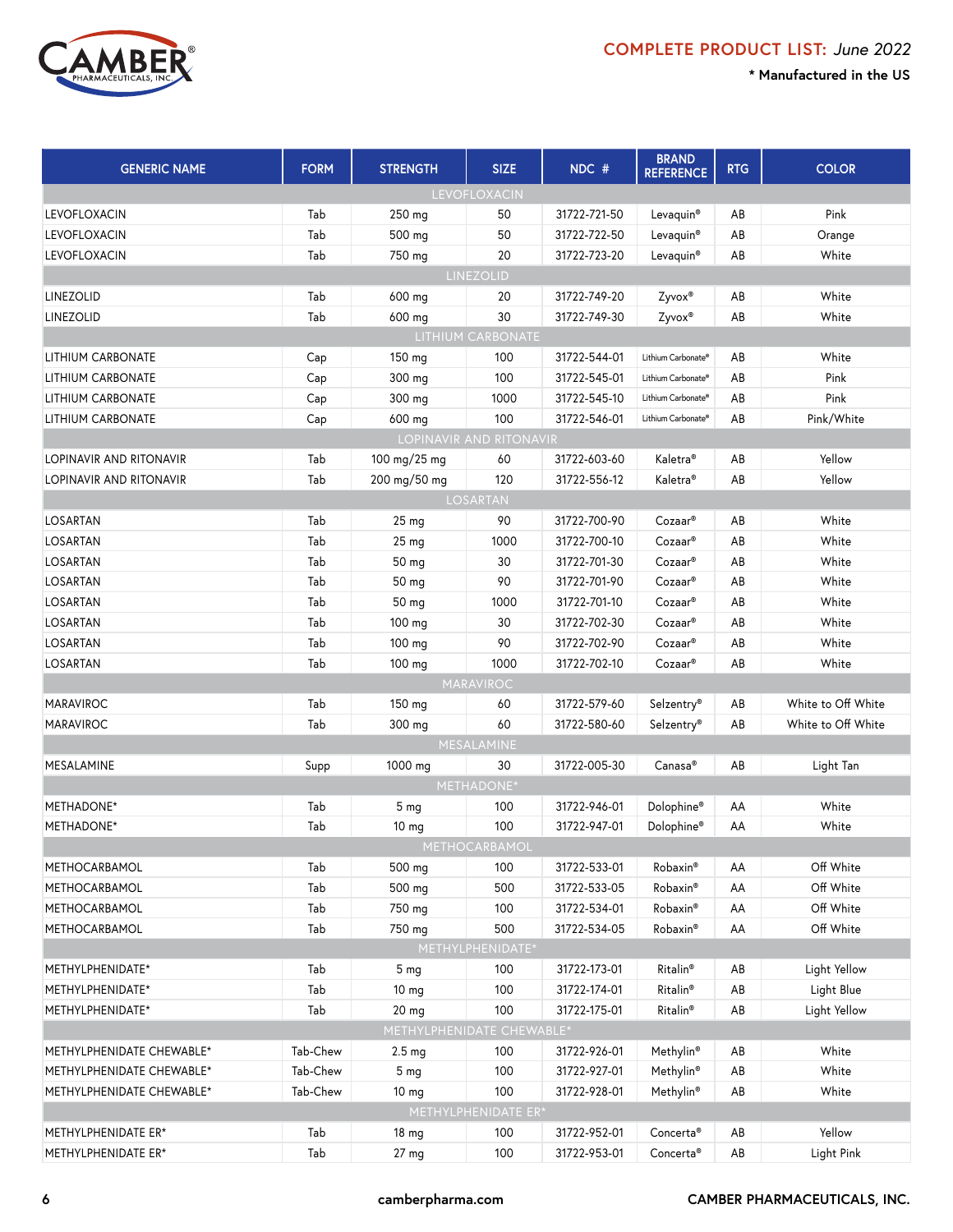COMPLETE PRODUCT LIST: *June 2022*

\* Manufactured in the US

| GENERIC NAME | FORM | STRENGTH | SIZE | NDC # | BRAND REFERENCE | RTG | COLOR |
|---|---|---|---|---|---|---|---|
| LEVOFLOXACIN | | | | | | | |
| LEVOFLOXACIN | Tab | 250 mg | 50 | 31722-721-50 | Levaquin® | AB | Pink |
| LEVOFLOXACIN | Tab | 500 mg | 50 | 31722-722-50 | Levaquin® | AB | Orange |
| LEVOFLOXACIN | Tab | 750 mg | 20 | 31722-723-20 | Levaquin® | AB | White |
| LINEZOLID | | | | | | | |
| LINEZOLID | Tab | 600 mg | 20 | 31722-749-20 | Zyvox® | AB | White |
| LINEZOLID | Tab | 600 mg | 30 | 31722-749-30 | Zyvox® | AB | White |
| LITHIUM CARBONATE | | | | | | | |
| LITHIUM CARBONATE | Cap | 150 mg | 100 | 31722-544-01 | Lithium Carbonate® | AB | White |
| LITHIUM CARBONATE | Cap | 300 mg | 100 | 31722-545-01 | Lithium Carbonate® | AB | Pink |
| LITHIUM CARBONATE | Cap | 300 mg | 1000 | 31722-545-10 | Lithium Carbonate® | AB | Pink |
| LITHIUM CARBONATE | Cap | 600 mg | 100 | 31722-546-01 | Lithium Carbonate® | AB | Pink/White |
| LOPINAVIR AND RITONAVIR | | | | | | | |
| LOPINAVIR AND RITONAVIR | Tab | 100 mg/25 mg | 60 | 31722-603-60 | Kaletra® | AB | Yellow |
| LOPINAVIR AND RITONAVIR | Tab | 200 mg/50 mg | 120 | 31722-556-12 | Kaletra® | AB | Yellow |
| LOSARTAN | | | | | | | |
| LOSARTAN | Tab | 25 mg | 90 | 31722-700-90 | Cozaar® | AB | White |
| LOSARTAN | Tab | 25 mg | 1000 | 31722-700-10 | Cozaar® | AB | White |
| LOSARTAN | Tab | 50 mg | 30 | 31722-701-30 | Cozaar® | AB | White |
| LOSARTAN | Tab | 50 mg | 90 | 31722-701-90 | Cozaar® | AB | White |
| LOSARTAN | Tab | 50 mg | 1000 | 31722-701-10 | Cozaar® | AB | White |
| LOSARTAN | Tab | 100 mg | 30 | 31722-702-30 | Cozaar® | AB | White |
| LOSARTAN | Tab | 100 mg | 90 | 31722-702-90 | Cozaar® | AB | White |
| LOSARTAN | Tab | 100 mg | 1000 | 31722-702-10 | Cozaar® | AB | White |
| MARAVIROC | | | | | | | |
| MARAVIROC | Tab | 150 mg | 60 | 31722-579-60 | Selzentry® | AB | White to Off White |
| MARAVIROC | Tab | 300 mg | 60 | 31722-580-60 | Selzentry® | AB | White to Off White |
| MESALAMINE | | | | | | | |
| MESALAMINE | Supp | 1000 mg | 30 | 31722-005-30 | Canasa® | AB | Light Tan |
| METHADONE* | | | | | | | |
| METHADONE* | Tab | 5 mg | 100 | 31722-946-01 | Dolophine® | AA | White |
| METHADONE* | Tab | 10 mg | 100 | 31722-947-01 | Dolophine® | AA | White |
| METHOCARBAMOL | | | | | | | |
| METHOCARBAMOL | Tab | 500 mg | 100 | 31722-533-01 | Robaxin® | AA | Off White |
| METHOCARBAMOL | Tab | 500 mg | 500 | 31722-533-05 | Robaxin® | AA | Off White |
| METHOCARBAMOL | Tab | 750 mg | 100 | 31722-534-01 | Robaxin® | AA | Off White |
| METHOCARBAMOL | Tab | 750 mg | 500 | 31722-534-05 | Robaxin® | AA | Off White |
| METHYLPHENIDATE* | | | | | | | |
| METHYLPHENIDATE* | Tab | 5 mg | 100 | 31722-173-01 | Ritalin® | AB | Light Yellow |
| METHYLPHENIDATE* | Tab | 10 mg | 100 | 31722-174-01 | Ritalin® | AB | Light Blue |
| METHYLPHENIDATE* | Tab | 20 mg | 100 | 31722-175-01 | Ritalin® | AB | Light Yellow |
| METHYLPHENIDATE CHEWABLE* | | | | | | | |
| METHYLPHENIDATE CHEWABLE* | Tab-Chew | 2.5 mg | 100 | 31722-926-01 | Methylin® | AB | White |
| METHYLPHENIDATE CHEWABLE* | Tab-Chew | 5 mg | 100 | 31722-927-01 | Methylin® | AB | White |
| METHYLPHENIDATE CHEWABLE* | Tab-Chew | 10 mg | 100 | 31722-928-01 | Methylin® | AB | White |
| METHYLPHENIDATE ER* | | | | | | | |
| METHYLPHENIDATE ER* | Tab | 18 mg | 100 | 31722-952-01 | Concerta® | AB | Yellow |
| METHYLPHENIDATE ER* | Tab | 27 mg | 100 | 31722-953-01 | Concerta® | AB | Light Pink |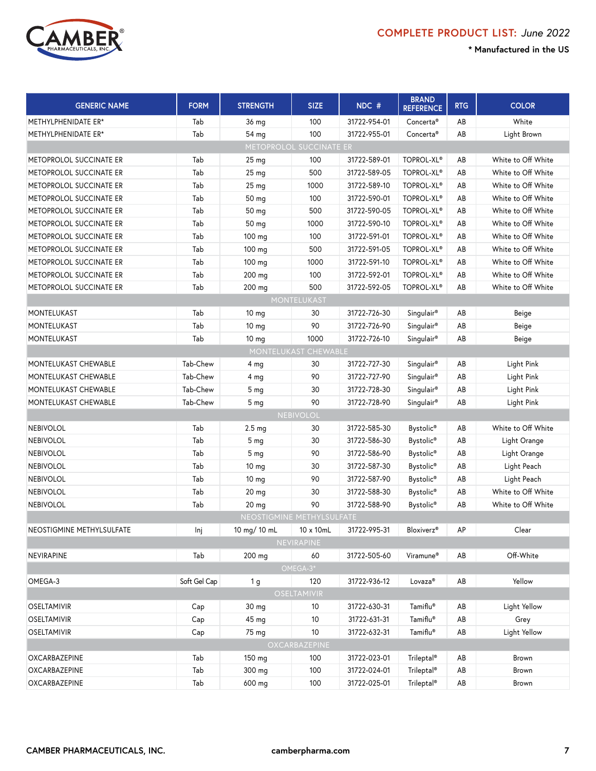# COMPLETE PRODUCT LIST: *June 2022*

**\* Manufactured in the US**

| GENERIC NAME | FORM | STRENGTH | SIZE | NDC # | BRAND REFERENCE | RTG | COLOR |
|---|---|---|---|---|---|---|---|
| METHYLPHENIDATE ER* | Tab | 36 mg | 100 | 31722-954-01 | Concerta® | AB | White |
| METHYLPHENIDATE ER* | Tab | 54 mg | 100 | 31722-955-01 | Concerta® | AB | Light Brown |
| METOPROLOL SUCCINATE ER | | | | | | | |
| METOPROLOL SUCCINATE ER | Tab | 25 mg | 100 | 31722-589-01 | TOPROL-XL® | AB | White to Off White |
| METOPROLOL SUCCINATE ER | Tab | 25 mg | 500 | 31722-589-05 | TOPROL-XL® | AB | White to Off White |
| METOPROLOL SUCCINATE ER | Tab | 25 mg | 1000 | 31722-589-10 | TOPROL-XL® | AB | White to Off White |
| METOPROLOL SUCCINATE ER | Tab | 50 mg | 100 | 31722-590-01 | TOPROL-XL® | AB | White to Off White |
| METOPROLOL SUCCINATE ER | Tab | 50 mg | 500 | 31722-590-05 | TOPROL-XL® | AB | White to Off White |
| METOPROLOL SUCCINATE ER | Tab | 50 mg | 1000 | 31722-590-10 | TOPROL-XL® | AB | White to Off White |
| METOPROLOL SUCCINATE ER | Tab | 100 mg | 100 | 31722-591-01 | TOPROL-XL® | AB | White to Off White |
| METOPROLOL SUCCINATE ER | Tab | 100 mg | 500 | 31722-591-05 | TOPROL-XL® | AB | White to Off White |
| METOPROLOL SUCCINATE ER | Tab | 100 mg | 1000 | 31722-591-10 | TOPROL-XL® | AB | White to Off White |
| METOPROLOL SUCCINATE ER | Tab | 200 mg | 100 | 31722-592-01 | TOPROL-XL® | AB | White to Off White |
| METOPROLOL SUCCINATE ER | Tab | 200 mg | 500 | 31722-592-05 | TOPROL-XL® | AB | White to Off White |
| MONTELUKAST | | | | | | | |
| MONTELUKAST | Tab | 10 mg | 30 | 31722-726-30 | Singulair® | AB | Beige |
| MONTELUKAST | Tab | 10 mg | 90 | 31722-726-90 | Singulair® | AB | Beige |
| MONTELUKAST | Tab | 10 mg | 1000 | 31722-726-10 | Singulair® | AB | Beige |
| MONTELUKAST CHEWABLE | | | | | | | |
| MONTELUKAST CHEWABLE | Tab-Chew | 4 mg | 30 | 31722-727-30 | Singulair® | AB | Light Pink |
| MONTELUKAST CHEWABLE | Tab-Chew | 4 mg | 90 | 31722-727-90 | Singulair® | AB | Light Pink |
| MONTELUKAST CHEWABLE | Tab-Chew | 5 mg | 30 | 31722-728-30 | Singulair® | AB | Light Pink |
| MONTELUKAST CHEWABLE | Tab-Chew | 5 mg | 90 | 31722-728-90 | Singulair® | AB | Light Pink |
| NEBIVOLOL | | | | | | | |
| NEBIVOLOL | Tab | 2.5 mg | 30 | 31722-585-30 | Bystolic® | AB | White to Off White |
| NEBIVOLOL | Tab | 5 mg | 30 | 31722-586-30 | Bystolic® | AB | Light Orange |
| NEBIVOLOL | Tab | 5 mg | 90 | 31722-586-90 | Bystolic® | AB | Light Orange |
| NEBIVOLOL | Tab | 10 mg | 30 | 31722-587-30 | Bystolic® | AB | Light Peach |
| NEBIVOLOL | Tab | 10 mg | 90 | 31722-587-90 | Bystolic® | AB | Light Peach |
| NEBIVOLOL | Tab | 20 mg | 30 | 31722-588-30 | Bystolic® | AB | White to Off White |
| NEBIVOLOL | Tab | 20 mg | 90 | 31722-588-90 | Bystolic® | AB | White to Off White |
| NEOSTIGMINE METHYLSULFATE | | | | | | | |
| NEOSTIGMINE METHYLSULFATE | Inj | 10 mg/ 10 mL | 10 x 10mL | 31722-995-31 | Bloxiverz® | AP | Clear |
| NEVIRAPINE | | | | | | | |
| NEVIRAPINE | Tab | 200 mg | 60 | 31722-505-60 | Viramune® | AB | Off-White |
| OMEGA-3* | | | | | | | |
| OMEGA-3 | Soft Gel Cap | 1 g | 120 | 31722-936-12 | Lovaza® | AB | Yellow |
| OSELTAMIVIR | | | | | | | |
| OSELTAMIVIR | Cap | 30 mg | 10 | 31722-630-31 | Tamiflu® | AB | Light Yellow |
| OSELTAMIVIR | Cap | 45 mg | 10 | 31722-631-31 | Tamiflu® | AB | Grey |
| OSELTAMIVIR | Cap | 75 mg | 10 | 31722-632-31 | Tamiflu® | AB | Light Yellow |
| OXCARBAZEPINE | | | | | | | |
| OXCARBAZEPINE | Tab | 150 mg | 100 | 31722-023-01 | Trileptal® | AB | Brown |
| OXCARBAZEPINE | Tab | 300 mg | 100 | 31722-024-01 | Trileptal® | AB | Brown |
| OXCARBAZEPINE | Tab | 600 mg | 100 | 31722-025-01 | Trileptal® | AB | Brown |

CAMBER PHARMACEUTICALS, INC. camberpharma.com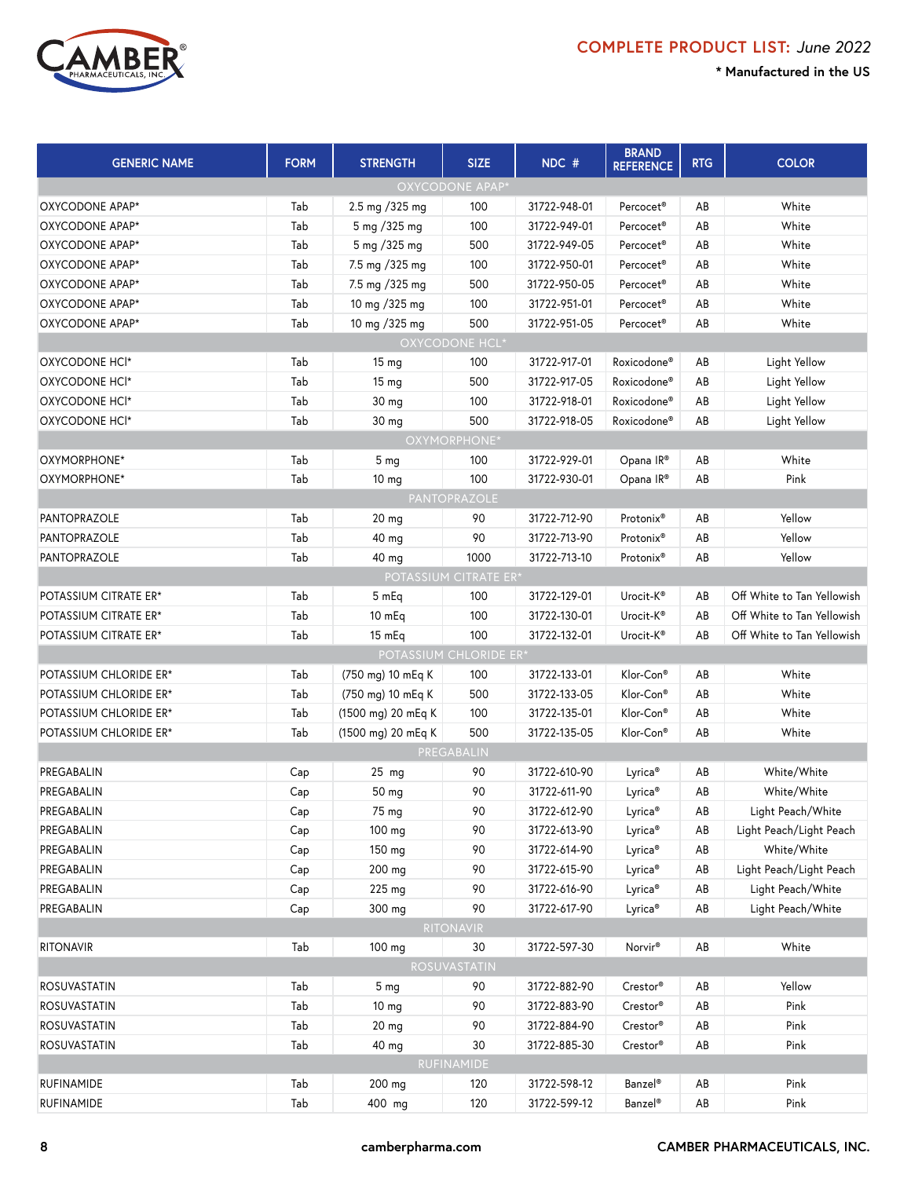CAMBER PHARMACEUTICALS, INC.

**COMPLETE PRODUCT LIST:** *June 2022*

**\* Manufactured in the US**

| GENERIC NAME | FORM | STRENGTH | SIZE | NDC # | BRAND REFERENCE | RTG | COLOR |
|---|---|---|---|---|---|---|---|
| OXYCODONE APAP* | | | | | | | |
| OXYCODONE APAP* | Tab | 2.5 mg /325 mg | 100 | 31722-948-01 | Percocet® | AB | White |
| OXYCODONE APAP* | Tab | 5 mg /325 mg | 100 | 31722-949-01 | Percocet® | AB | White |
| OXYCODONE APAP* | Tab | 5 mg /325 mg | 500 | 31722-949-05 | Percocet® | AB | White |
| OXYCODONE APAP* | Tab | 7.5 mg /325 mg | 100 | 31722-950-01 | Percocet® | AB | White |
| OXYCODONE APAP* | Tab | 7.5 mg /325 mg | 500 | 31722-950-05 | Percocet® | AB | White |
| OXYCODONE APAP* | Tab | 10 mg /325 mg | 100 | 31722-951-01 | Percocet® | AB | White |
| OXYCODONE APAP* | Tab | 10 mg /325 mg | 500 | 31722-951-05 | Percocet® | AB | White |
| OXYCODONE HCL* | | | | | | | |
| OXYCODONE HCl* | Tab | 15 mg | 100 | 31722-917-01 | Roxicodone® | AB | Light Yellow |
| OXYCODONE HCl* | Tab | 15 mg | 500 | 31722-917-05 | Roxicodone® | AB | Light Yellow |
| OXYCODONE HCl* | Tab | 30 mg | 100 | 31722-918-01 | Roxicodone® | AB | Light Yellow |
| OXYCODONE HCl* | Tab | 30 mg | 500 | 31722-918-05 | Roxicodone® | AB | Light Yellow |
| OXYMORPHONE* | | | | | | | |
| OXYMORPHONE* | Tab | 5 mg | 100 | 31722-929-01 | Opana IR® | AB | White |
| OXYMORPHONE* | Tab | 10 mg | 100 | 31722-930-01 | Opana IR® | AB | Pink |
| PANTOPRAZOLE | | | | | | | |
| PANTOPRAZOLE | Tab | 20 mg | 90 | 31722-712-90 | Protonix® | AB | Yellow |
| PANTOPRAZOLE | Tab | 40 mg | 90 | 31722-713-90 | Protonix® | AB | Yellow |
| PANTOPRAZOLE | Tab | 40 mg | 1000 | 31722-713-10 | Protonix® | AB | Yellow |
| POTASSIUM CITRATE ER* | | | | | | | |
| POTASSIUM CITRATE ER* | Tab | 5 mEq | 100 | 31722-129-01 | Urocit-K® | AB | Off White to Tan Yellowish |
| POTASSIUM CITRATE ER* | Tab | 10 mEq | 100 | 31722-130-01 | Urocit-K® | AB | Off White to Tan Yellowish |
| POTASSIUM CITRATE ER* | Tab | 15 mEq | 100 | 31722-132-01 | Urocit-K® | AB | Off White to Tan Yellowish |
| POTASSIUM CHLORIDE ER* | | | | | | | |
| POTASSIUM CHLORIDE ER* | Tab | (750 mg) 10 mEq K | 100 | 31722-133-01 | Klor-Con® | AB | White |
| POTASSIUM CHLORIDE ER* | Tab | (750 mg) 10 mEq K | 500 | 31722-133-05 | Klor-Con® | AB | White |
| POTASSIUM CHLORIDE ER* | Tab | (1500 mg) 20 mEq K | 100 | 31722-135-01 | Klor-Con® | AB | White |
| POTASSIUM CHLORIDE ER* | Tab | (1500 mg) 20 mEq K | 500 | 31722-135-05 | Klor-Con® | AB | White |
| PREGABALIN | | | | | | | |
| PREGABALIN | Cap | 25 mg | 90 | 31722-610-90 | Lyrica® | AB | White/White |
| PREGABALIN | Cap | 50 mg | 90 | 31722-611-90 | Lyrica® | AB | White/White |
| PREGABALIN | Cap | 75 mg | 90 | 31722-612-90 | Lyrica® | AB | Light Peach/White |
| PREGABALIN | Cap | 100 mg | 90 | 31722-613-90 | Lyrica® | AB | Light Peach/Light Peach |
| PREGABALIN | Cap | 150 mg | 90 | 31722-614-90 | Lyrica® | AB | White/White |
| PREGABALIN | Cap | 200 mg | 90 | 31722-615-90 | Lyrica® | AB | Light Peach/Light Peach |
| PREGABALIN | Cap | 225 mg | 90 | 31722-616-90 | Lyrica® | AB | Light Peach/White |
| PREGABALIN | Cap | 300 mg | 90 | 31722-617-90 | Lyrica® | AB | Light Peach/White |
| RITONAVIR | | | | | | | |
| RITONAVIR | Tab | 100 mg | 30 | 31722-597-30 | Norvir® | AB | White |
| ROSUVASTATIN | | | | | | | |
| ROSUVASTATIN | Tab | 5 mg | 90 | 31722-882-90 | Crestor® | AB | Yellow |
| ROSUVASTATIN | Tab | 10 mg | 90 | 31722-883-90 | Crestor® | AB | Pink |
| ROSUVASTATIN | Tab | 20 mg | 90 | 31722-884-90 | Crestor® | AB | Pink |
| ROSUVASTATIN | Tab | 40 mg | 30 | 31722-885-30 | Crestor® | AB | Pink |
| RUFINAMIDE | | | | | | | |
| RUFINAMIDE | Tab | 200 mg | 120 | 31722-598-12 | Banzel® | AB | Pink |
| RUFINAMIDE | Tab | 400 mg | 120 | 31722-599-12 | Banzel® | AB | Pink |

camberpharma.com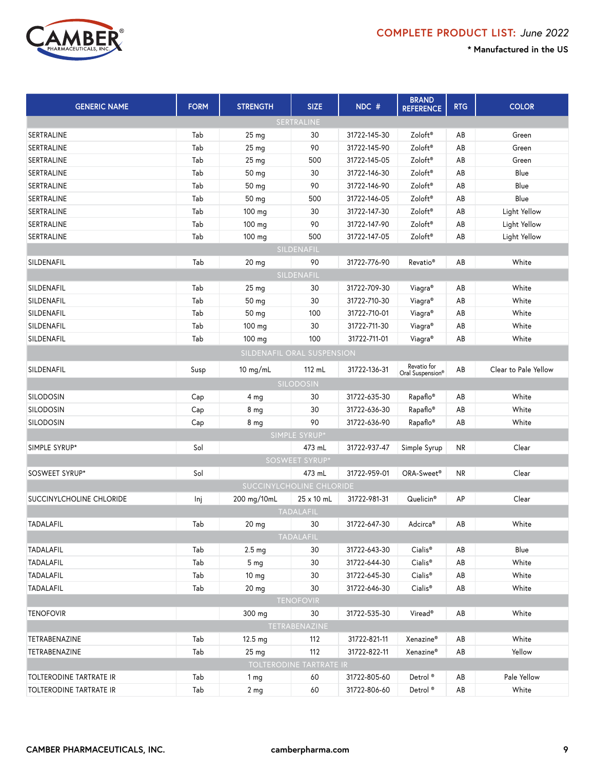# COMPLETE PRODUCT LIST: *June 2022*

**\* Manufactured in the US**

| GENERIC NAME | FORM | STRENGTH | SIZE | NDC # | BRAND REFERENCE | RTG | COLOR |
|---|---|---|---|---|---|---|---|
| SERTRALINE | | | | | | | |
| SERTRALINE | Tab | 25 mg | 30 | 31722-145-30 | Zoloft® | AB | Green |
| SERTRALINE | Tab | 25 mg | 90 | 31722-145-90 | Zoloft® | AB | Green |
| SERTRALINE | Tab | 25 mg | 500 | 31722-145-05 | Zoloft® | AB | Green |
| SERTRALINE | Tab | 50 mg | 30 | 31722-146-30 | Zoloft® | AB | Blue |
| SERTRALINE | Tab | 50 mg | 90 | 31722-146-90 | Zoloft® | AB | Blue |
| SERTRALINE | Tab | 50 mg | 500 | 31722-146-05 | Zoloft® | AB | Blue |
| SERTRALINE | Tab | 100 mg | 30 | 31722-147-30 | Zoloft® | AB | Light Yellow |
| SERTRALINE | Tab | 100 mg | 90 | 31722-147-90 | Zoloft® | AB | Light Yellow |
| SERTRALINE | Tab | 100 mg | 500 | 31722-147-05 | Zoloft® | AB | Light Yellow |
| SILDENAFIL | | | | | | | |
| SILDENAFIL | Tab | 20 mg | 90 | 31722-776-90 | Revatio® | AB | White |
| SILDENAFIL | | | | | | | |
| SILDENAFIL | Tab | 25 mg | 30 | 31722-709-30 | Viagra® | AB | White |
| SILDENAFIL | Tab | 50 mg | 30 | 31722-710-30 | Viagra® | AB | White |
| SILDENAFIL | Tab | 50 mg | 100 | 31722-710-01 | Viagra® | AB | White |
| SILDENAFIL | Tab | 100 mg | 30 | 31722-711-30 | Viagra® | AB | White |
| SILDENAFIL | Tab | 100 mg | 100 | 31722-711-01 | Viagra® | AB | White |
| SILDENAFIL ORAL SUSPENSION | | | | | | | |
| SILDENAFIL | Susp | 10 mg/mL | 112 mL | 31722-136-31 | Revatio for Oral Suspension® | AB | Clear to Pale Yellow |
| SILODOSIN | | | | | | | |
| SILODOSIN | Cap | 4 mg | 30 | 31722-635-30 | Rapaflo® | AB | White |
| SILODOSIN | Cap | 8 mg | 30 | 31722-636-30 | Rapaflo® | AB | White |
| SILODOSIN | Cap | 8 mg | 90 | 31722-636-90 | Rapaflo® | AB | White |
| SIMPLE SYRUP* | | | | | | | |
| SIMPLE SYRUP* | Sol | | 473 mL | 31722-937-47 | Simple Syrup | NR | Clear |
| SOSWEET SYRUP* | | | | | | | |
| SOSWEET SYRUP* | Sol | | 473 mL | 31722-959-01 | ORA-Sweet® | NR | Clear |
| SUCCINYLCHOLINE CHLORIDE | | | | | | | |
| SUCCINYLCHOLINE CHLORIDE | Inj | 200 mg/10mL | 25 x 10 mL | 31722-981-31 | Quelicin® | AP | Clear |
| TADALAFIL | | | | | | | |
| TADALAFIL | Tab | 20 mg | 30 | 31722-647-30 | Adcirca® | AB | White |
| TADALAFIL | | | | | | | |
| TADALAFIL | Tab | 2.5 mg | 30 | 31722-643-30 | Cialis® | AB | Blue |
| TADALAFIL | Tab | 5 mg | 30 | 31722-644-30 | Cialis® | AB | White |
| TADALAFIL | Tab | 10 mg | 30 | 31722-645-30 | Cialis® | AB | White |
| TADALAFIL | Tab | 20 mg | 30 | 31722-646-30 | Cialis® | AB | White |
| TENOFOVIR | | | | | | | |
| TENOFOVIR | | 300 mg | 30 | 31722-535-30 | Viread® | AB | White |
| TETRABENAZINE | | | | | | | |
| TETRABENAZINE | Tab | 12.5 mg | 112 | 31722-821-11 | Xenazine® | AB | White |
| TETRABENAZINE | Tab | 25 mg | 112 | 31722-822-11 | Xenazine® | AB | Yellow |
| TOLTERODINE TARTRATE IR | | | | | | | |
| TOLTERODINE TARTRATE IR | Tab | 1 mg | 60 | 31722-805-60 | Detrol ® | AB | Pale Yellow |
| TOLTERODINE TARTRATE IR | Tab | 2 mg | 60 | 31722-806-60 | Detrol ® | AB | White |

CAMBER PHARMACEUTICALS, INC. camberpharma.com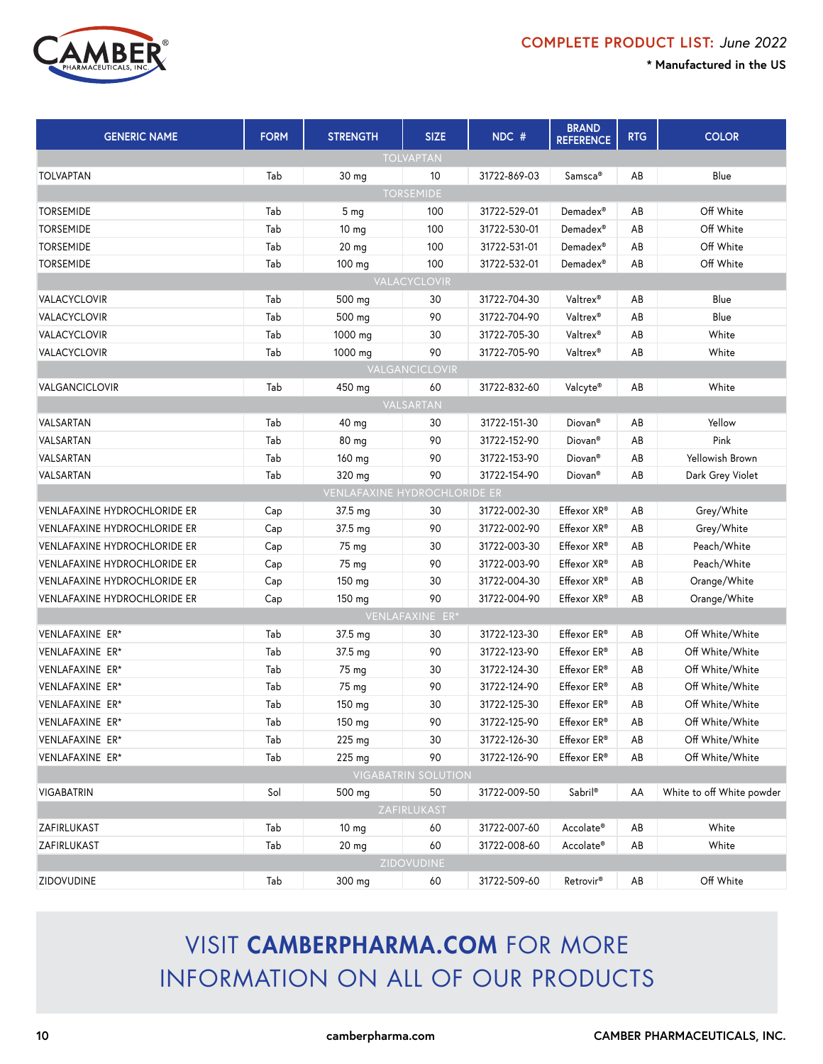COMPLETE PRODUCT LIST: *June 2022*

**\* Manufactured in the US**

| GENERIC NAME | FORM | STRENGTH | SIZE | NDC # | BRAND REFERENCE | RTG | COLOR |
|---|---|---|---|---|---|---|---|
| TOLVAPTAN | | | | | | | |
| TOLVAPTAN | Tab | 30 mg | 10 | 31722-869-03 | Samsca® | AB | Blue |
| TORSEMIDE | | | | | | | |
| TORSEMIDE | Tab | 5 mg | 100 | 31722-529-01 | Demadex® | AB | Off White |
| TORSEMIDE | Tab | 10 mg | 100 | 31722-530-01 | Demadex® | AB | Off White |
| TORSEMIDE | Tab | 20 mg | 100 | 31722-531-01 | Demadex® | AB | Off White |
| TORSEMIDE | Tab | 100 mg | 100 | 31722-532-01 | Demadex® | AB | Off White |
| VALACYCLOVIR | | | | | | | |
| VALACYCLOVIR | Tab | 500 mg | 30 | 31722-704-30 | Valtrex® | AB | Blue |
| VALACYCLOVIR | Tab | 500 mg | 90 | 31722-704-90 | Valtrex® | AB | Blue |
| VALACYCLOVIR | Tab | 1000 mg | 30 | 31722-705-30 | Valtrex® | AB | White |
| VALACYCLOVIR | Tab | 1000 mg | 90 | 31722-705-90 | Valtrex® | AB | White |
| VALGANCICLOVIR | | | | | | | |
| VALGANCICLOVIR | Tab | 450 mg | 60 | 31722-832-60 | Valcyte® | AB | White |
| VALSARTAN | | | | | | | |
| VALSARTAN | Tab | 40 mg | 30 | 31722-151-30 | Diovan® | AB | Yellow |
| VALSARTAN | Tab | 80 mg | 90 | 31722-152-90 | Diovan® | AB | Pink |
| VALSARTAN | Tab | 160 mg | 90 | 31722-153-90 | Diovan® | AB | Yellowish Brown |
| VALSARTAN | Tab | 320 mg | 90 | 31722-154-90 | Diovan® | AB | Dark Grey Violet |
| VENLAFAXINE HYDROCHLORIDE ER | | | | | | | |
| VENLAFAXINE HYDROCHLORIDE ER | Cap | 37.5 mg | 30 | 31722-002-30 | Effexor XR® | AB | Grey/White |
| VENLAFAXINE HYDROCHLORIDE ER | Cap | 37.5 mg | 90 | 31722-002-90 | Effexor XR® | AB | Grey/White |
| VENLAFAXINE HYDROCHLORIDE ER | Cap | 75 mg | 30 | 31722-003-30 | Effexor XR® | AB | Peach/White |
| VENLAFAXINE HYDROCHLORIDE ER | Cap | 75 mg | 90 | 31722-003-90 | Effexor XR® | AB | Peach/White |
| VENLAFAXINE HYDROCHLORIDE ER | Cap | 150 mg | 30 | 31722-004-30 | Effexor XR® | AB | Orange/White |
| VENLAFAXINE HYDROCHLORIDE ER | Cap | 150 mg | 90 | 31722-004-90 | Effexor XR® | AB | Orange/White |
| VENLAFAXINE ER* | | | | | | | |
| VENLAFAXINE ER* | Tab | 37.5 mg | 30 | 31722-123-30 | Effexor ER® | AB | Off White/White |
| VENLAFAXINE ER* | Tab | 37.5 mg | 90 | 31722-123-90 | Effexor ER® | AB | Off White/White |
| VENLAFAXINE ER* | Tab | 75 mg | 30 | 31722-124-30 | Effexor ER® | AB | Off White/White |
| VENLAFAXINE ER* | Tab | 75 mg | 90 | 31722-124-90 | Effexor ER® | AB | Off White/White |
| VENLAFAXINE ER* | Tab | 150 mg | 30 | 31722-125-30 | Effexor ER® | AB | Off White/White |
| VENLAFAXINE ER* | Tab | 150 mg | 90 | 31722-125-90 | Effexor ER® | AB | Off White/White |
| VENLAFAXINE ER* | Tab | 225 mg | 30 | 31722-126-30 | Effexor ER® | AB | Off White/White |
| VENLAFAXINE ER* | Tab | 225 mg | 90 | 31722-126-90 | Effexor ER® | AB | Off White/White |
| VIGABATRIN SOLUTION | | | | | | | |
| VIGABATRIN | Sol | 500 mg | 50 | 31722-009-50 | Sabril® | AA | White to off White powder |
| ZAFIRLUKAST | | | | | | | |
| ZAFIRLUKAST | Tab | 10 mg | 60 | 31722-007-60 | Accolate® | AB | White |
| ZAFIRLUKAST | Tab | 20 mg | 60 | 31722-008-60 | Accolate® | AB | White |
| ZIDOVUDINE | | | | | | | |
| ZIDOVUDINE | Tab | 300 mg | 60 | 31722-509-60 | Retrovir® | AB | Off White |

VISIT **CAMBERPHARMA.COM** FOR MORE INFORMATION ON ALL OF OUR PRODUCTS